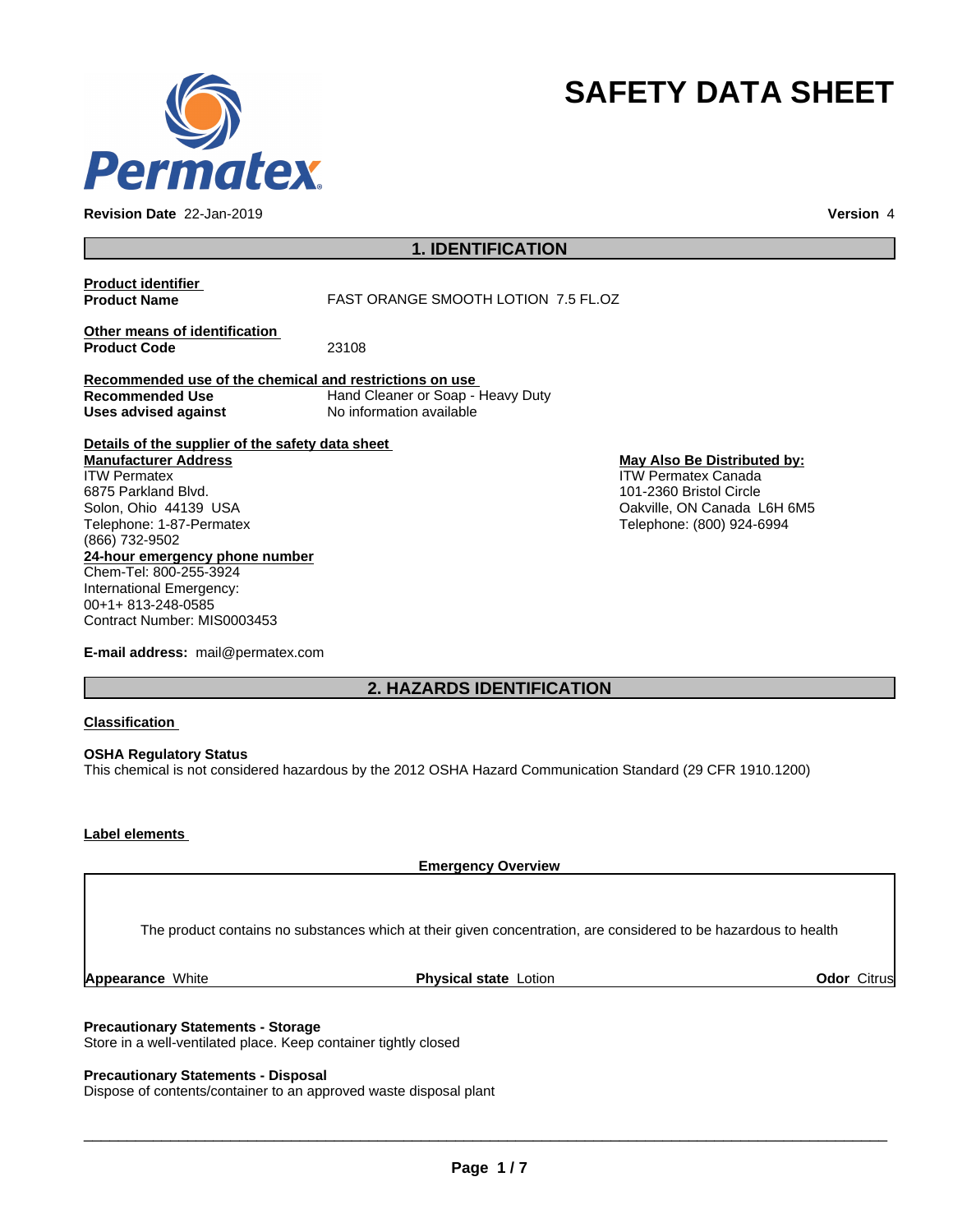# SAFETY DATA SHEET

**Revision Date** 22-Jan-2019 **Version** 4

## 1. IDENTIFICATION

**Product identifier**

**Product Name** FAST ORANGE SMOOTH LOTION 7.5 FL.OZ

**Other means of identification**

**Product Code** 23108

**Recommended use of the chemical and restrictions on use**

**Recommended Use** Hand Cleaner or Soap - Heavy Duty

**Uses advised against** No information available

**Details of the supplier of the safety data sheet**

**Manufacturer Address**
ITW Permatex
6875 Parkland Blvd.
Solon, Ohio 44139 USA
Telephone: 1-87-Permatex
(866) 732-9502

**May Also Be Distributed by:**
ITW Permatex Canada
101-2360 Bristol Circle
Oakville, ON Canada L6H 6M5
Telephone: (800) 924-6994

**24-hour emergency phone number**
Chem-Tel: 800-255-3924
International Emergency:
00+1+ 813-248-0585
Contract Number: MIS0003453

**E-mail address:** mail@permatex.com

## 2. HAZARDS IDENTIFICATION

**Classification**

**OSHA Regulatory Status**
This chemical is not considered hazardous by the 2012 OSHA Hazard Communication Standard (29 CFR 1910.1200)

**Label elements**

**Emergency Overview**

The product contains no substances which at their given concentration, are considered to be hazardous to health

**Appearance** White **Physical state** Lotion **Odor** Citrus

**Precautionary Statements - Storage**
Store in a well-ventilated place. Keep container tightly closed

**Precautionary Statements - Disposal**
Dispose of contents/container to an approved waste disposal plant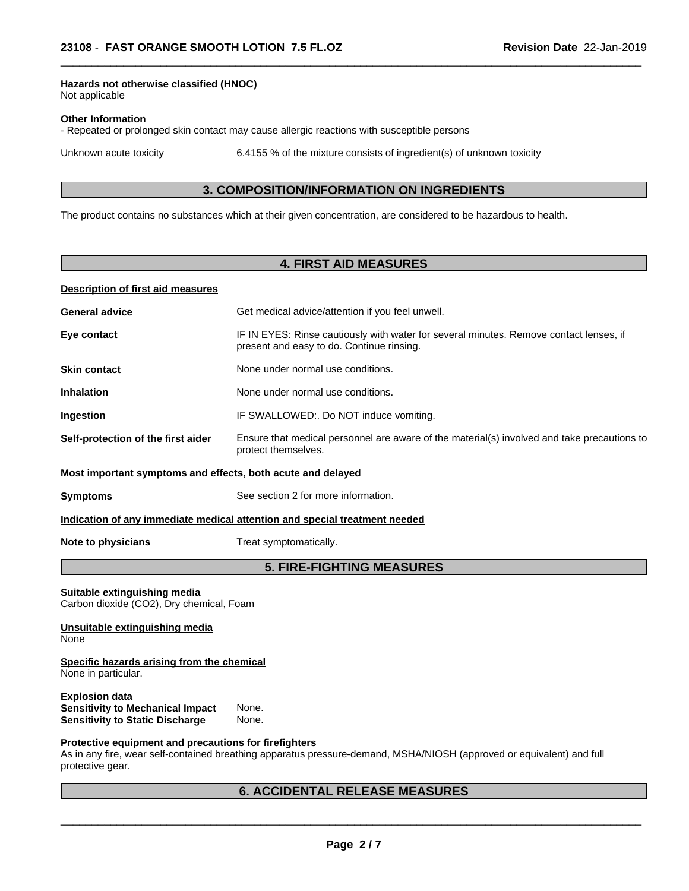**Hazards not otherwise classified (HNOC)**
Not applicable

**Other Information**
- Repeated or prolonged skin contact may cause allergic reactions with susceptible persons

Unknown acute toxicity 6.4155 % of the mixture consists of ingredient(s) of unknown toxicity

## 3. COMPOSITION/INFORMATION ON INGREDIENTS

The product contains no substances which at their given concentration, are considered to be hazardous to health.

## 4. FIRST AID MEASURES

**Description of first aid measures**

**General advice** Get medical advice/attention if you feel unwell.

**Eye contact** IF IN EYES: Rinse cautiously with water for several minutes. Remove contact lenses, if present and easy to do. Continue rinsing.

**Skin contact** None under normal use conditions.

**Inhalation** None under normal use conditions.

**Ingestion** IF SWALLOWED:. Do NOT induce vomiting.

**Self-protection of the first aider** Ensure that medical personnel are aware of the material(s) involved and take precautions to protect themselves.

**Most important symptoms and effects, both acute and delayed**

**Symptoms** See section 2 for more information.

**Indication of any immediate medical attention and special treatment needed**

**Note to physicians** Treat symptomatically.

## 5. FIRE-FIGHTING MEASURES

**Suitable extinguishing media**
Carbon dioxide (CO2), Dry chemical, Foam

**Unsuitable extinguishing media**
None

**Specific hazards arising from the chemical**
None in particular.

**Explosion data**
**Sensitivity to Mechanical Impact** None.
**Sensitivity to Static Discharge** None.

**Protective equipment and precautions for firefighters**
As in any fire, wear self-contained breathing apparatus pressure-demand, MSHA/NIOSH (approved or equivalent) and full protective gear.

## 6. ACCIDENTAL RELEASE MEASURES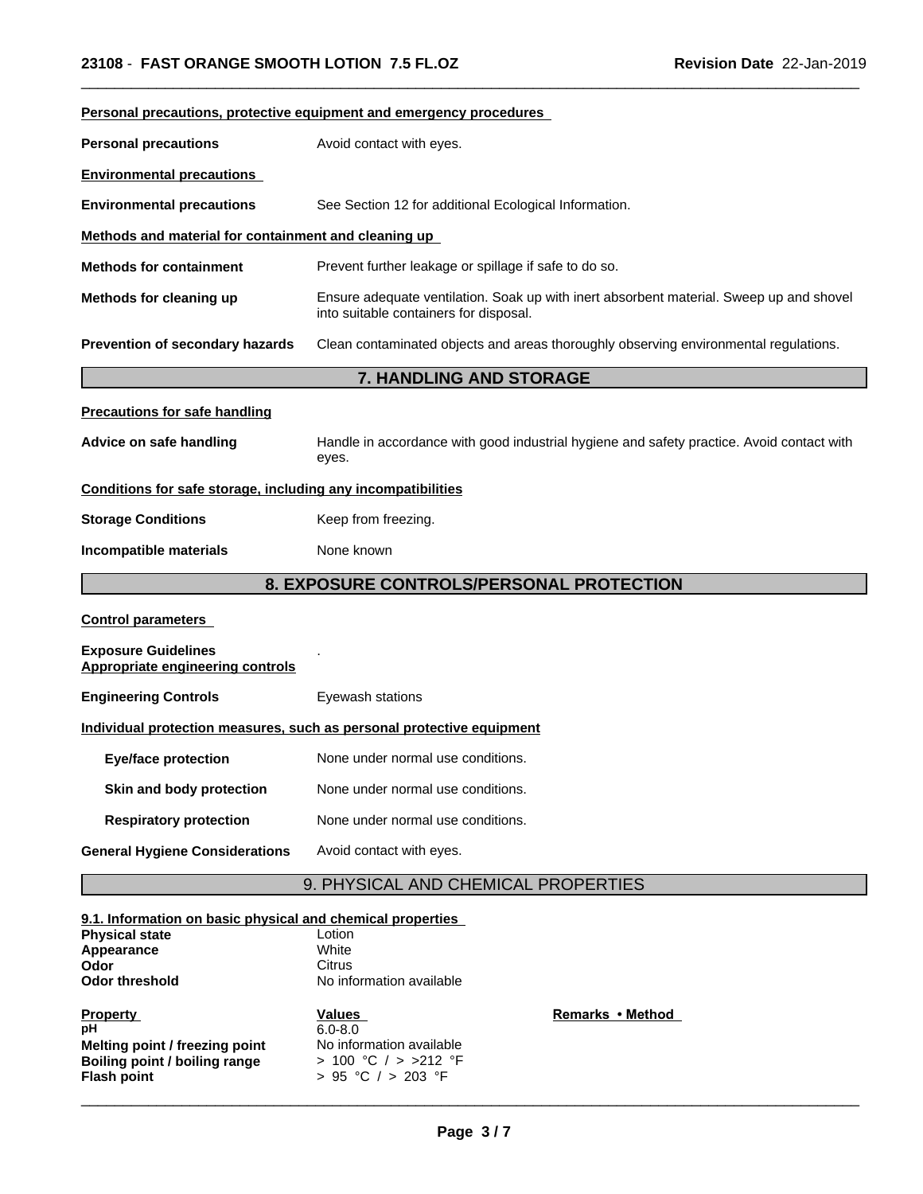**Personal precautions, protective equipment and emergency procedures**

**Personal precautions** Avoid contact with eyes.

**Environmental precautions**

**Environmental precautions** See Section 12 for additional Ecological Information.

**Methods and material for containment and cleaning up**

**Methods for containment** Prevent further leakage or spillage if safe to do so.

**Methods for cleaning up** Ensure adequate ventilation. Soak up with inert absorbent material. Sweep up and shovel into suitable containers for disposal.

**Prevention of secondary hazards** Clean contaminated objects and areas thoroughly observing environmental regulations.

## 7. HANDLING AND STORAGE

**Precautions for safe handling**

**Advice on safe handling** Handle in accordance with good industrial hygiene and safety practice. Avoid contact with eyes.

**Conditions for safe storage, including any incompatibilities**

**Storage Conditions** Keep from freezing.

**Incompatible materials** None known

## 8. EXPOSURE CONTROLS/PERSONAL PROTECTION

**Control parameters**

**Exposure Guidelines** .

**Appropriate engineering controls**

**Engineering Controls** Eyewash stations

**Individual protection measures, such as personal protective equipment**

**Eye/face protection** None under normal use conditions.

**Skin and body protection** None under normal use conditions.

**Respiratory protection** None under normal use conditions.

**General Hygiene Considerations** Avoid contact with eyes.

## 9. PHYSICAL AND CHEMICAL PROPERTIES

**9.1. Information on basic physical and chemical properties**

**Physical state** Lotion
**Appearance** White
**Odor** Citrus
**Odor threshold** No information available

| Property | Values | Remarks • Method |
|---|---|---|
| **pH** | 6.0-8.0 | |
| **Melting point / freezing point** | No information available | |
| **Boiling point / boiling range** | > 100 °C / > >212 °F | |
| **Flash point** | > 95 °C / > 203 °F | |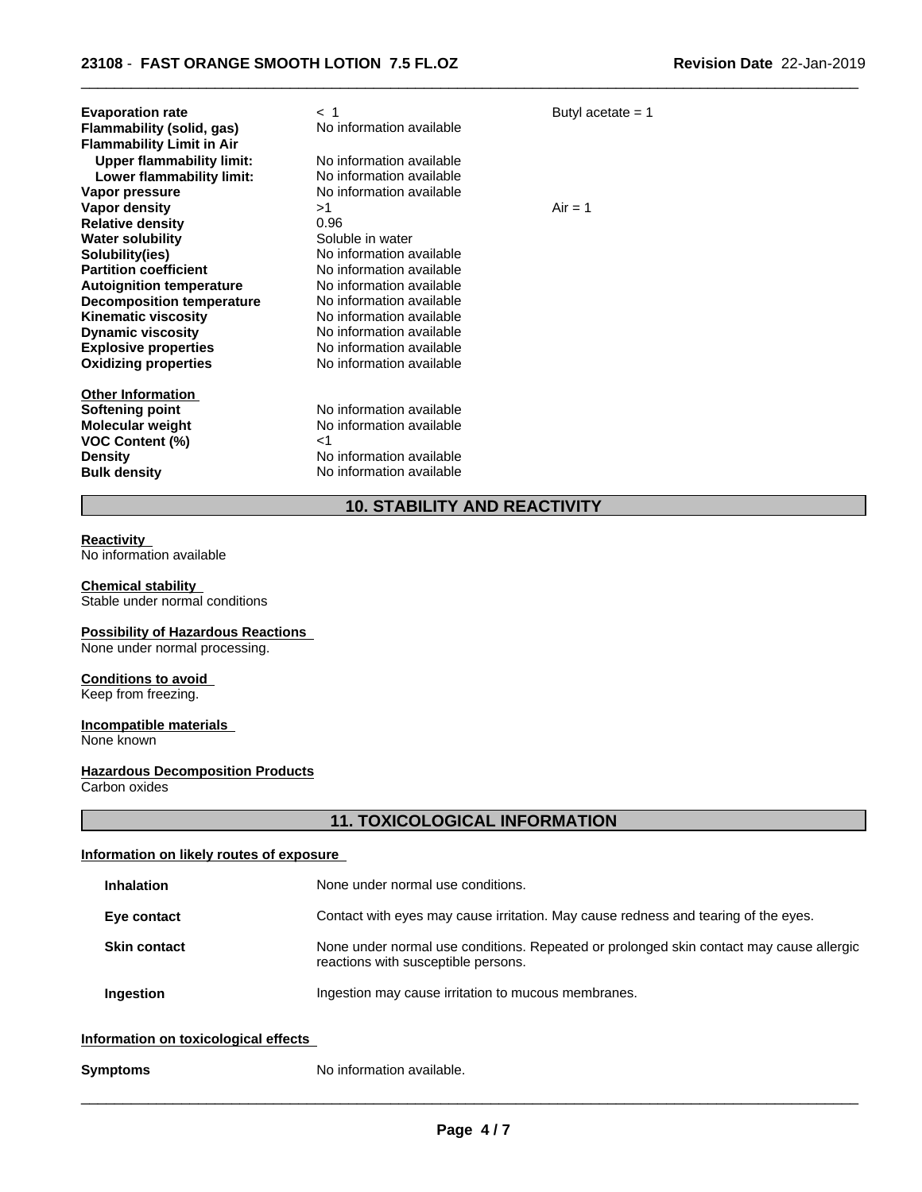| | | |
|---|---|---|
| **Evaporation rate** | < 1 | Butyl acetate = 1 |
| **Flammability (solid, gas)** | No information available | |
| **Flammability Limit in Air** | | |
| **Upper flammability limit:** | No information available | |
| **Lower flammability limit:** | No information available | |
| **Vapor pressure** | No information available | |
| **Vapor density** | >1 | Air = 1 |
| **Relative density** | 0.96 | |
| **Water solubility** | Soluble in water | |
| **Solubility(ies)** | No information available | |
| **Partition coefficient** | No information available | |
| **Autoignition temperature** | No information available | |
| **Decomposition temperature** | No information available | |
| **Kinematic viscosity** | No information available | |
| **Dynamic viscosity** | No information available | |
| **Explosive properties** | No information available | |
| **Oxidizing properties** | No information available | |

**Other Information**

| | |
|---|---|
| **Softening point** | No information available |
| **Molecular weight** | No information available |
| **VOC Content (%)** | <1 |
| **Density** | No information available |
| **Bulk density** | No information available |

## 10. STABILITY AND REACTIVITY

**Reactivity**
No information available

**Chemical stability**
Stable under normal conditions

**Possibility of Hazardous Reactions**
None under normal processing.

**Conditions to avoid**
Keep from freezing.

**Incompatible materials**
None known

**Hazardous Decomposition Products**
Carbon oxides

## 11. TOXICOLOGICAL INFORMATION

**Information on likely routes of exposure**

| | |
|---|---|
| **Inhalation** | None under normal use conditions. |
| **Eye contact** | Contact with eyes may cause irritation. May cause redness and tearing of the eyes. |
| **Skin contact** | None under normal use conditions. Repeated or prolonged skin contact may cause allergic reactions with susceptible persons. |
| **Ingestion** | Ingestion may cause irritation to mucous membranes. |

**Information on toxicological effects**

| | |
|---|---|
| **Symptoms** | No information available. |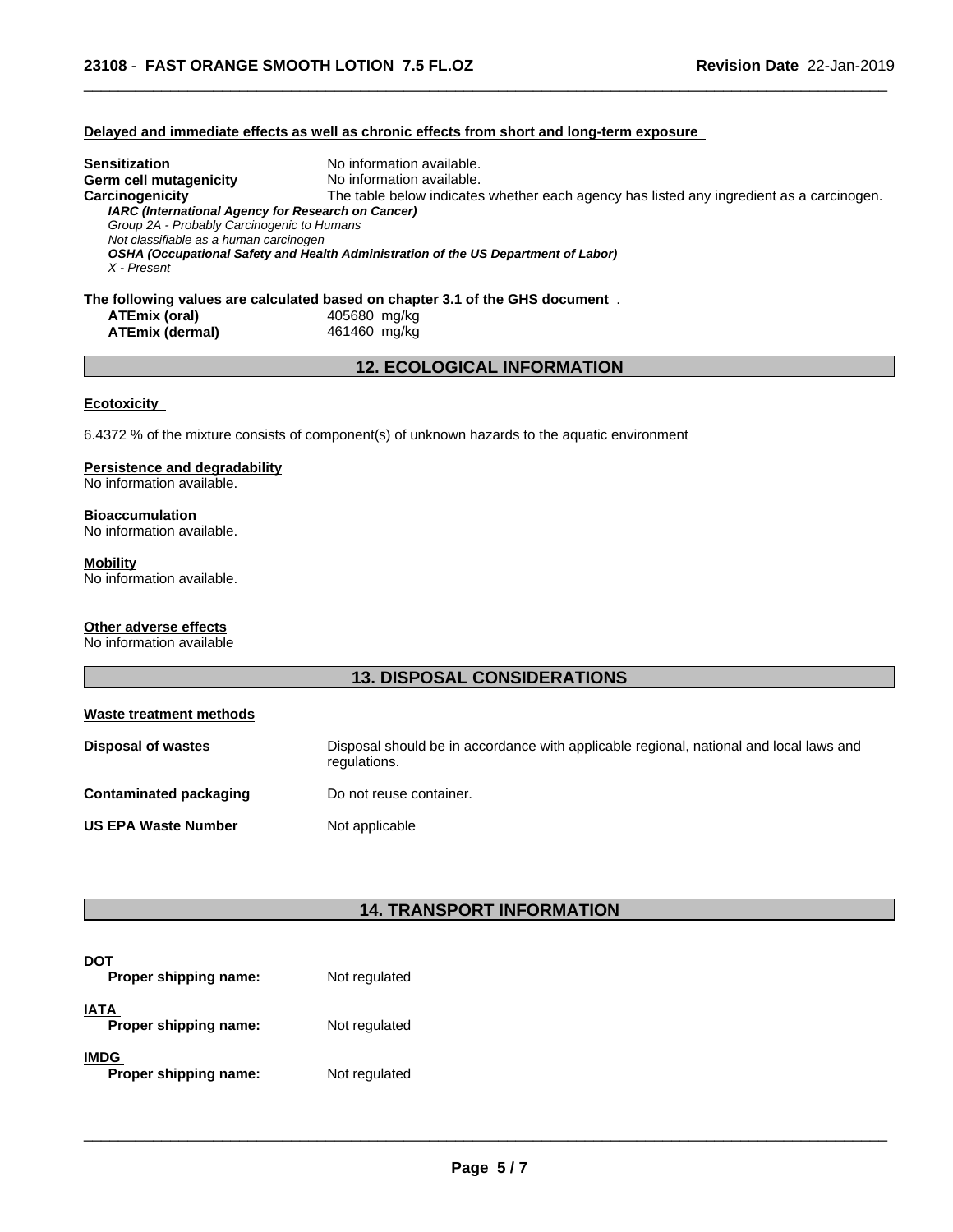**Delayed and immediate effects as well as chronic effects from short and long-term exposure**

**Sensitization** No information available.
**Germ cell mutagenicity** No information available.
**Carcinogenicity** The table below indicates whether each agency has listed any ingredient as a carcinogen.

***IARC (International Agency for Research on Cancer)***
*Group 2A - Probably Carcinogenic to Humans*
*Not classifiable as a human carcinogen*
***OSHA (Occupational Safety and Health Administration of the US Department of Labor)***
*X - Present*

**The following values are calculated based on chapter 3.1 of the GHS document** .

| | |
|---|---|
| **ATEmix (oral)** | 405680 mg/kg |
| **ATEmix (dermal)** | 461460 mg/kg |

## 12. ECOLOGICAL INFORMATION

**Ecotoxicity**

6.4372 % of the mixture consists of component(s) of unknown hazards to the aquatic environment

**Persistence and degradability**
No information available.

**Bioaccumulation**
No information available.

**Mobility**
No information available.

**Other adverse effects**
No information available

## 13. DISPOSAL CONSIDERATIONS

**Waste treatment methods**

| | |
|---|---|
| **Disposal of wastes** | Disposal should be in accordance with applicable regional, national and local laws and regulations. |
| **Contaminated packaging** | Do not reuse container. |
| **US EPA Waste Number** | Not applicable |

## 14. TRANSPORT INFORMATION

**DOT**
**Proper shipping name:** Not regulated

**IATA**
**Proper shipping name:** Not regulated

**IMDG**
**Proper shipping name:** Not regulated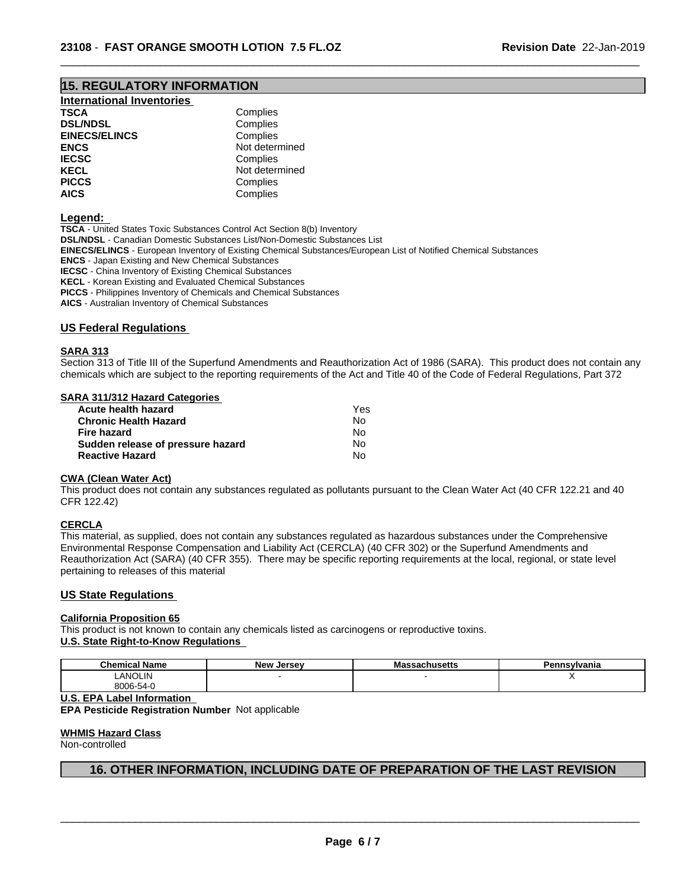## 15. REGULATORY INFORMATION

### International Inventories

| | |
|---|---|
| **TSCA** | Complies |
| **DSL/NDSL** | Complies |
| **EINECS/ELINCS** | Complies |
| **ENCS** | Not determined |
| **IECSC** | Complies |
| **KECL** | Not determined |
| **PICCS** | Complies |
| **AICS** | Complies |

**Legend:**

**TSCA** - United States Toxic Substances Control Act Section 8(b) Inventory
**DSL/NDSL** - Canadian Domestic Substances List/Non-Domestic Substances List
**EINECS/ELINCS** - European Inventory of Existing Chemical Substances/European List of Notified Chemical Substances
**ENCS** - Japan Existing and New Chemical Substances
**IECSC** - China Inventory of Existing Chemical Substances
**KECL** - Korean Existing and Evaluated Chemical Substances
**PICCS** - Philippines Inventory of Chemicals and Chemical Substances
**AICS** - Australian Inventory of Chemical Substances

### US Federal Regulations

**SARA 313**

Section 313 of Title III of the Superfund Amendments and Reauthorization Act of 1986 (SARA). This product does not contain any chemicals which are subject to the reporting requirements of the Act and Title 40 of the Code of Federal Regulations, Part 372

**SARA 311/312 Hazard Categories**

| | |
|---|---|
| **Acute health hazard** | Yes |
| **Chronic Health Hazard** | No |
| **Fire hazard** | No |
| **Sudden release of pressure hazard** | No |
| **Reactive Hazard** | No |

**CWA (Clean Water Act)**

This product does not contain any substances regulated as pollutants pursuant to the Clean Water Act (40 CFR 122.21 and 40 CFR 122.42)

**CERCLA**

This material, as supplied, does not contain any substances regulated as hazardous substances under the Comprehensive Environmental Response Compensation and Liability Act (CERCLA) (40 CFR 302) or the Superfund Amendments and Reauthorization Act (SARA) (40 CFR 355). There may be specific reporting requirements at the local, regional, or state level pertaining to releases of this material

### US State Regulations

**California Proposition 65**

This product is not known to contain any chemicals listed as carcinogens or reproductive toxins.

**U.S. State Right-to-Know Regulations**

| Chemical Name | New Jersey | Massachusetts | Pennsylvania |
|---|---|---|---|
| LANOLIN<br>8006-54-0 | - | - | X |

**U.S. EPA Label Information**

**EPA Pesticide Registration Number** Not applicable

**WHMIS Hazard Class**

Non-controlled

## 16. OTHER INFORMATION, INCLUDING DATE OF PREPARATION OF THE LAST REVISION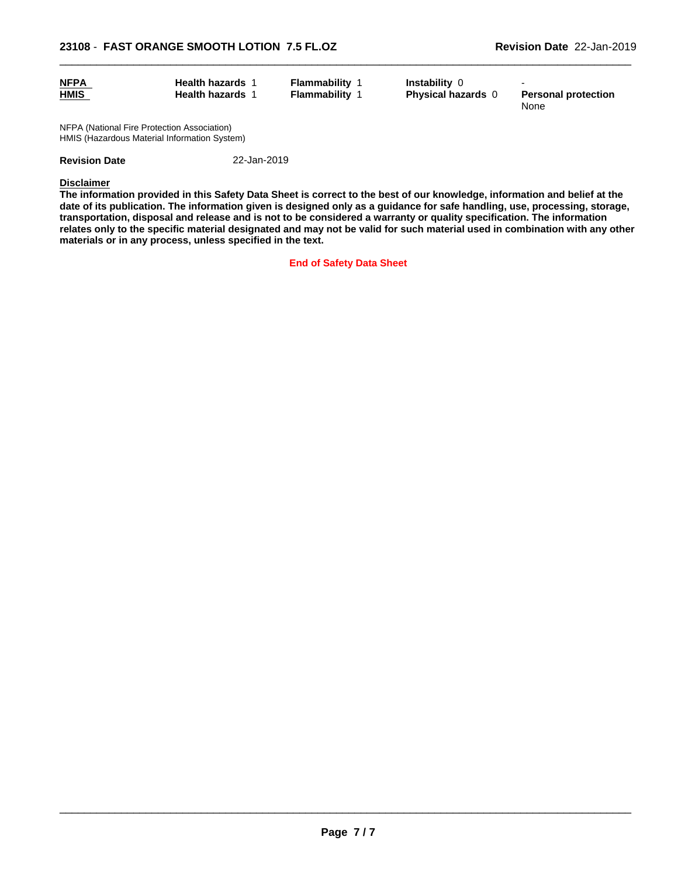| | | | | |
|---|---|---|---|---|
| **NFPA** | **Health hazards** 1 | **Flammability** 1 | **Instability** 0 | - |
| **HMIS** | **Health hazards** 1 | **Flammability** 1 | **Physical hazards** 0 | **Personal protection** None |

NFPA (National Fire Protection Association)
HMIS (Hazardous Material Information System)

**Revision Date** 22-Jan-2019

**Disclaimer**

**The information provided in this Safety Data Sheet is correct to the best of our knowledge, information and belief at the date of its publication. The information given is designed only as a guidance for safe handling, use, processing, storage, transportation, disposal and release and is not to be considered a warranty or quality specification. The information relates only to the specific material designated and may not be valid for such material used in combination with any other materials or in any process, unless specified in the text.**

**End of Safety Data Sheet**